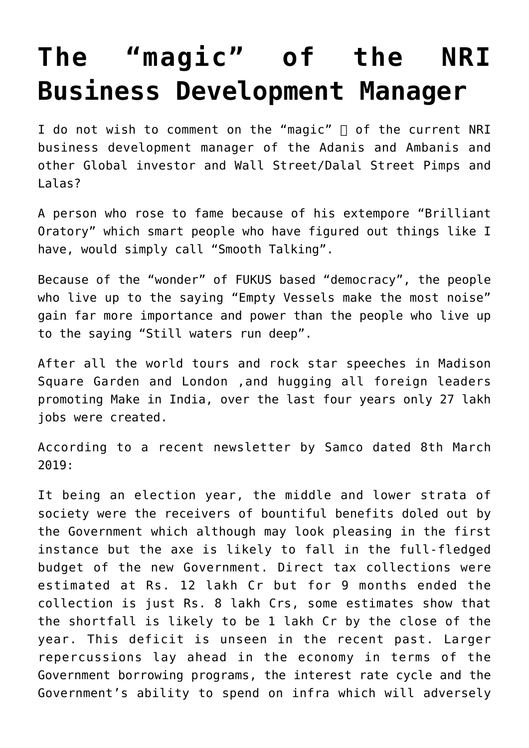# The "magic" of the NRI Business Development Manager

I do not wish to comment on the "magic" 🙂 of the current NRI business development manager of the Adanis and Ambanis and other Global investor and Wall Street/Dalal Street Pimps and Lalas?

A person who rose to fame because of his extempore "Brilliant Oratory" which smart people who have figured out things like I have, would simply call "Smooth Talking".

Because of the "wonder" of FUKUS based "democracy", the people who live up to the saying "Empty Vessels make the most noise" gain far more importance and power than the people who live up to the saying "Still waters run deep".

After all the world tours and rock star speeches in Madison Square Garden and London ,and hugging all foreign leaders promoting Make in India, over the last four years only 27 lakh jobs were created.

According to a recent newsletter by Samco dated 8th March 2019:

It being an election year, the middle and lower strata of society were the receivers of bountiful benefits doled out by the Government which although may look pleasing in the first instance but the axe is likely to fall in the full-fledged budget of the new Government. Direct tax collections were estimated at Rs. 12 lakh Cr but for 9 months ended the collection is just Rs. 8 lakh Crs, some estimates show that the shortfall is likely to be 1 lakh Cr by the close of the year. This deficit is unseen in the recent past. Larger repercussions lay ahead in the economy in terms of the Government borrowing programs, the interest rate cycle and the Government's ability to spend on infra which will adversely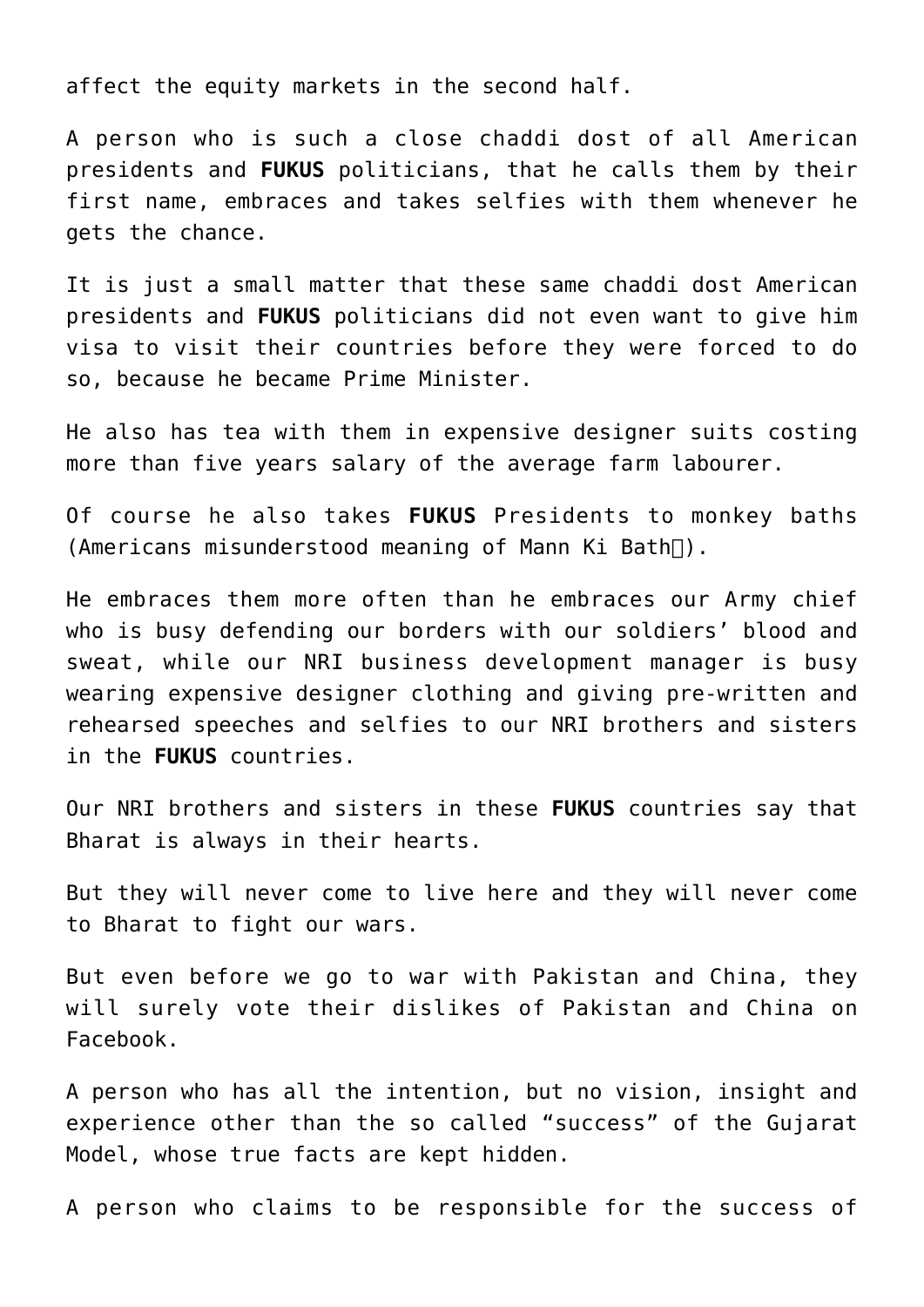affect the equity markets in the second half.

A person who is such a close chaddi dost of all American presidents and **FUKUS** politicians, that he calls them by their first name, embraces and takes selfies with them whenever he gets the chance.

It is just a small matter that these same chaddi dost American presidents and **FUKUS** politicians did not even want to give him visa to visit their countries before they were forced to do so, because he became Prime Minister.

He also has tea with them in expensive designer suits costing more than five years salary of the average farm labourer.

Of course he also takes **FUKUS** Presidents to monkey baths (Americans misunderstood meaning of Mann Ki Bath).

He embraces them more often than he embraces our Army chief who is busy defending our borders with our soldiers' blood and sweat, while our NRI business development manager is busy wearing expensive designer clothing and giving pre-written and rehearsed speeches and selfies to our NRI brothers and sisters in the **FUKUS** countries.

Our NRI brothers and sisters in these **FUKUS** countries say that Bharat is always in their hearts.

But they will never come to live here and they will never come to Bharat to fight our wars.

But even before we go to war with Pakistan and China, they will surely vote their dislikes of Pakistan and China on Facebook.

A person who has all the intention, but no vision, insight and experience other than the so called "success" of the Gujarat Model, whose true facts are kept hidden.

A person who claims to be responsible for the success of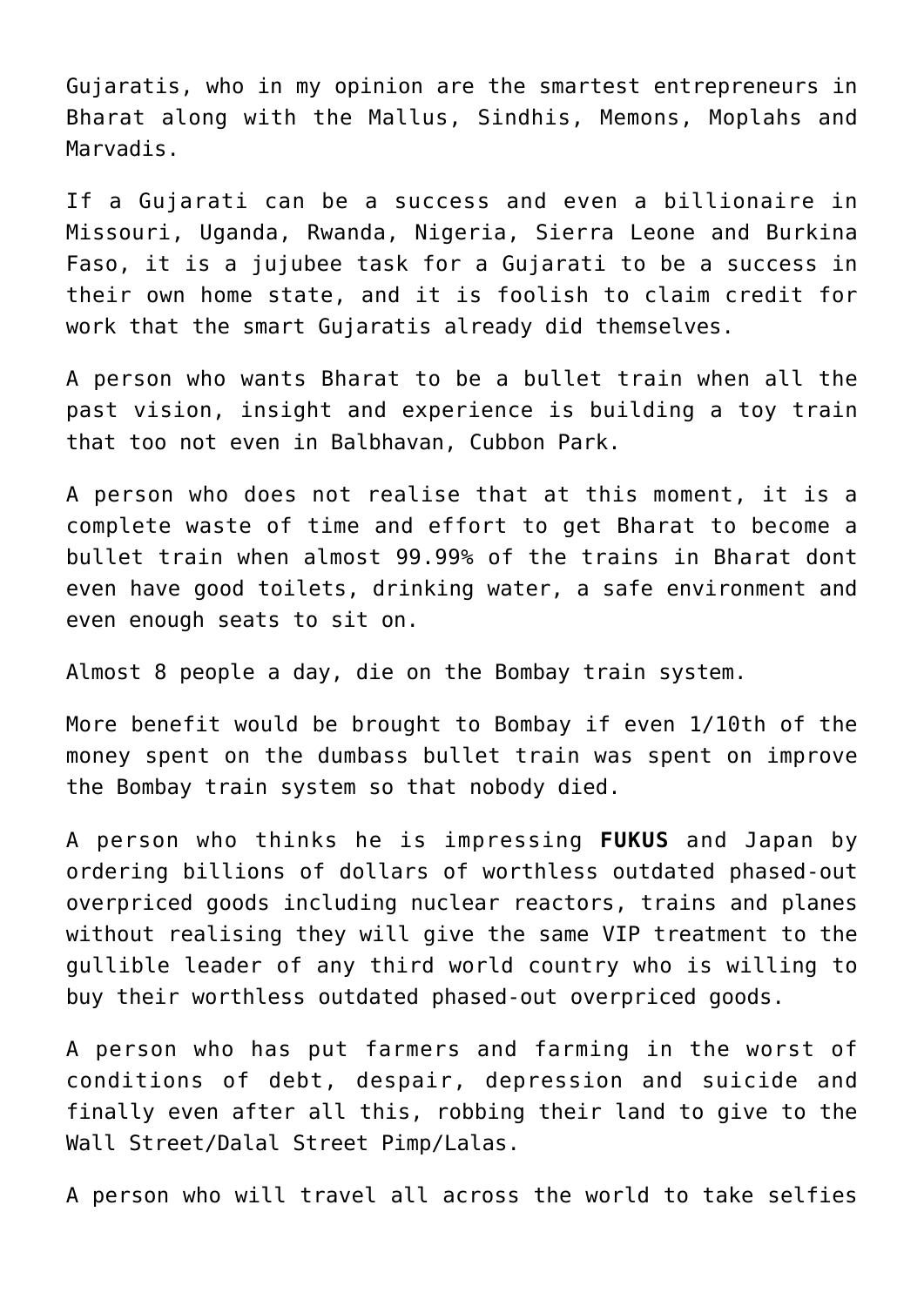Gujaratis, who in my opinion are the smartest entrepreneurs in Bharat along with the Mallus, Sindhis, Memons, Moplahs and Marvadis.

If a Gujarati can be a success and even a billionaire in Missouri, Uganda, Rwanda, Nigeria, Sierra Leone and Burkina Faso, it is a jujubee task for a Gujarati to be a success in their own home state, and it is foolish to claim credit for work that the smart Gujaratis already did themselves.

A person who wants Bharat to be a bullet train when all the past vision, insight and experience is building a toy train that too not even in Balbhavan, Cubbon Park.

A person who does not realise that at this moment, it is a complete waste of time and effort to get Bharat to become a bullet train when almost 99.99% of the trains in Bharat dont even have good toilets, drinking water, a safe environment and even enough seats to sit on.

Almost 8 people a day, die on the Bombay train system.

More benefit would be brought to Bombay if even 1/10th of the money spent on the dumbass bullet train was spent on improve the Bombay train system so that nobody died.

A person who thinks he is impressing **FUKUS** and Japan by ordering billions of dollars of worthless outdated phased-out overpriced goods including nuclear reactors, trains and planes without realising they will give the same VIP treatment to the gullible leader of any third world country who is willing to buy their worthless outdated phased-out overpriced goods.

A person who has put farmers and farming in the worst of conditions of debt, despair, depression and suicide and finally even after all this, robbing their land to give to the Wall Street/Dalal Street Pimp/Lalas.

A person who will travel all across the world to take selfies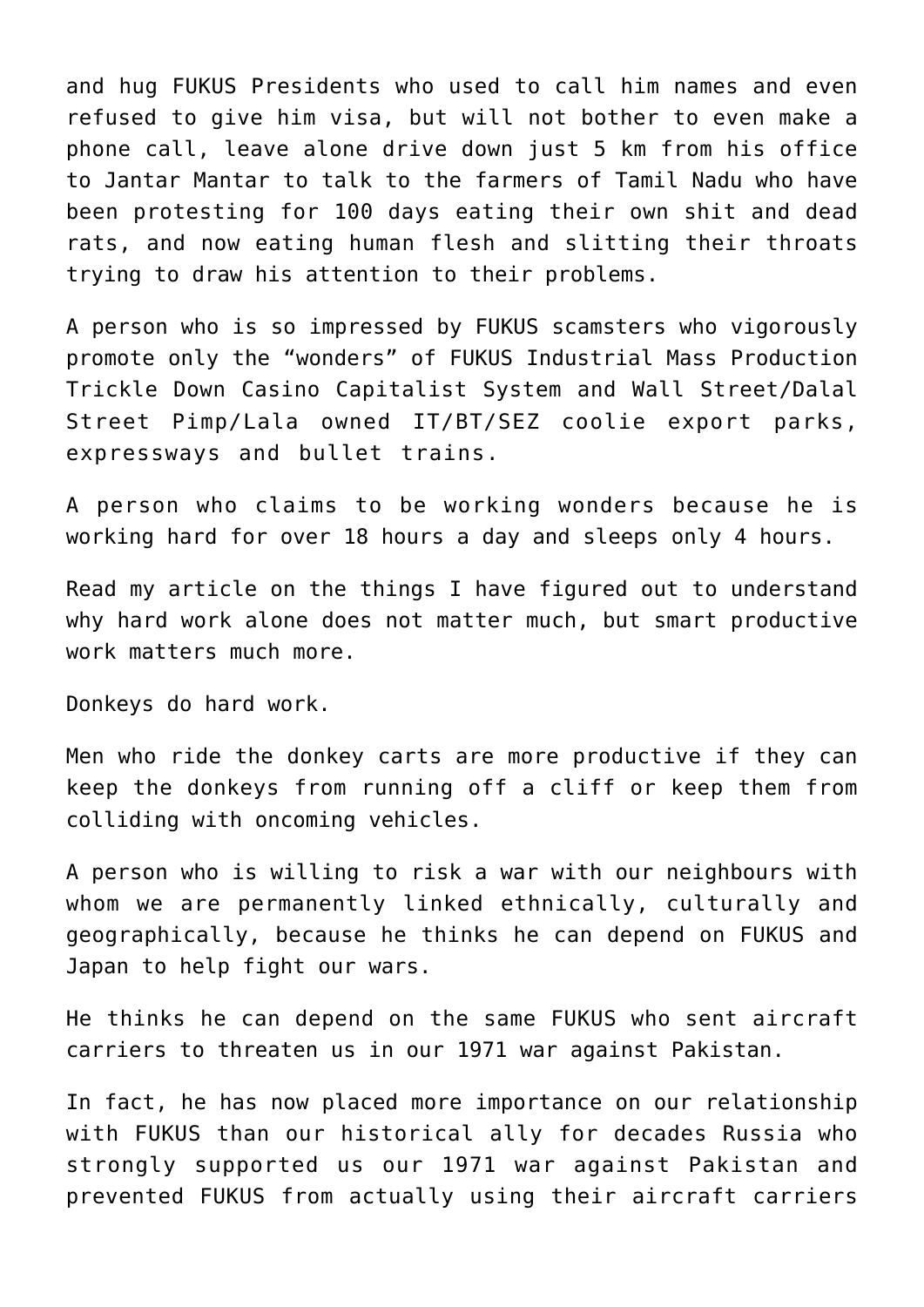and hug FUKUS Presidents who used to call him names and even refused to give him visa, but will not bother to even make a phone call, leave alone drive down just 5 km from his office to Jantar Mantar to talk to the farmers of Tamil Nadu who have been protesting for 100 days eating their own shit and dead rats, and now eating human flesh and slitting their throats trying to draw his attention to their problems.

A person who is so impressed by FUKUS scamsters who vigorously promote only the "wonders" of FUKUS Industrial Mass Production Trickle Down Casino Capitalist System and Wall Street/Dalal Street Pimp/Lala owned IT/BT/SEZ coolie export parks, expressways and bullet trains.

A person who claims to be working wonders because he is working hard for over 18 hours a day and sleeps only 4 hours.

Read my article on the things I have figured out to understand why hard work alone does not matter much, but smart productive work matters much more.

Donkeys do hard work.

Men who ride the donkey carts are more productive if they can keep the donkeys from running off a cliff or keep them from colliding with oncoming vehicles.

A person who is willing to risk a war with our neighbours with whom we are permanently linked ethnically, culturally and geographically, because he thinks he can depend on FUKUS and Japan to help fight our wars.

He thinks he can depend on the same FUKUS who sent aircraft carriers to threaten us in our 1971 war against Pakistan.

In fact, he has now placed more importance on our relationship with FUKUS than our historical ally for decades Russia who strongly supported us our 1971 war against Pakistan and prevented FUKUS from actually using their aircraft carriers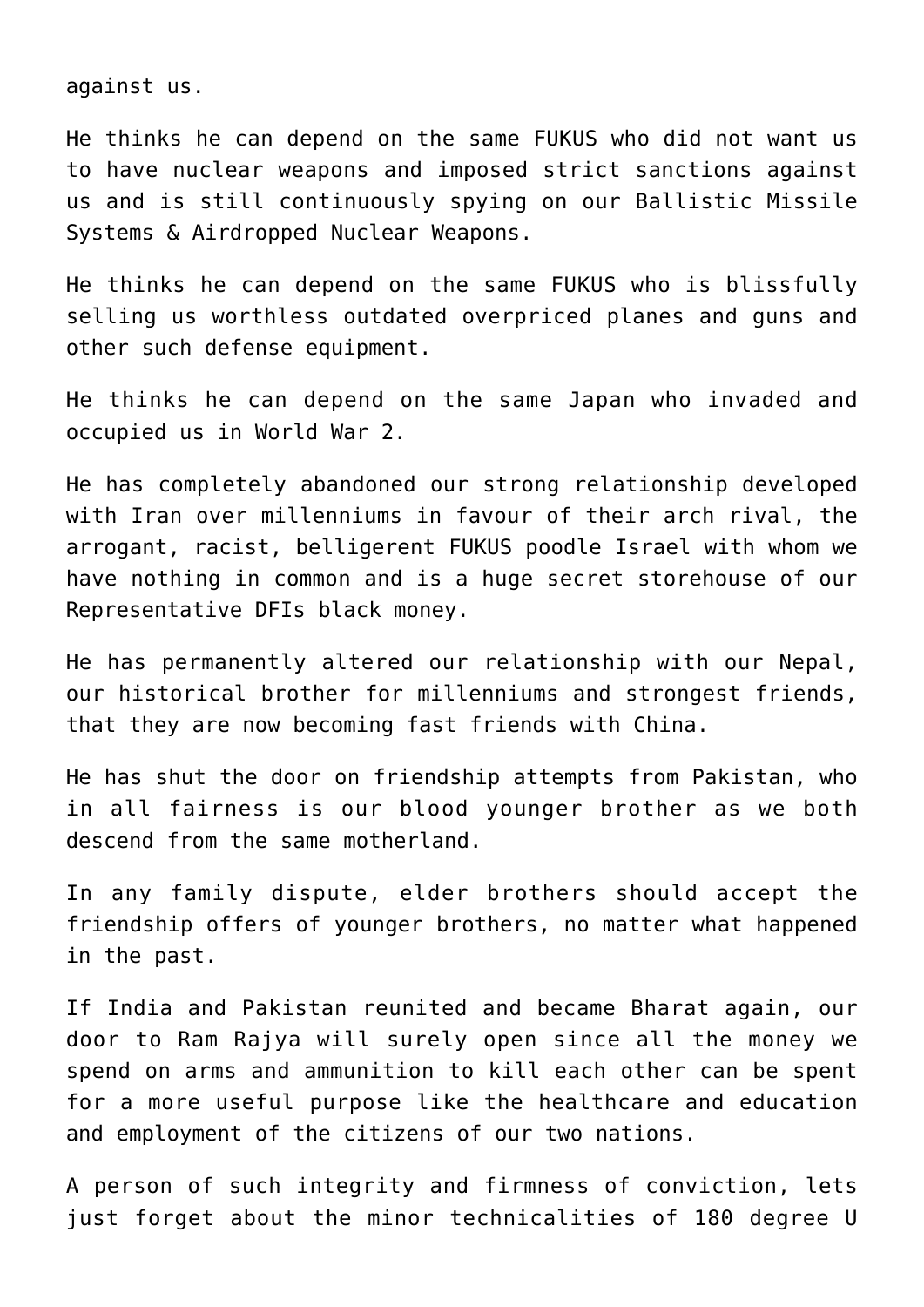against us.

He thinks he can depend on the same FUKUS who did not want us to have nuclear weapons and imposed strict sanctions against us and is still continuously spying on our Ballistic Missile Systems & Airdropped Nuclear Weapons.

He thinks he can depend on the same FUKUS who is blissfully selling us worthless outdated overpriced planes and guns and other such defense equipment.

He thinks he can depend on the same Japan who invaded and occupied us in World War 2.

He has completely abandoned our strong relationship developed with Iran over millenniums in favour of their arch rival, the arrogant, racist, belligerent FUKUS poodle Israel with whom we have nothing in common and is a huge secret storehouse of our Representative DFIs black money.

He has permanently altered our relationship with our Nepal, our historical brother for millenniums and strongest friends, that they are now becoming fast friends with China.

He has shut the door on friendship attempts from Pakistan, who in all fairness is our blood younger brother as we both descend from the same motherland.

In any family dispute, elder brothers should accept the friendship offers of younger brothers, no matter what happened in the past.

If India and Pakistan reunited and became Bharat again, our door to Ram Rajya will surely open since all the money we spend on arms and ammunition to kill each other can be spent for a more useful purpose like the healthcare and education and employment of the citizens of our two nations.

A person of such integrity and firmness of conviction, lets just forget about the minor technicalities of 180 degree U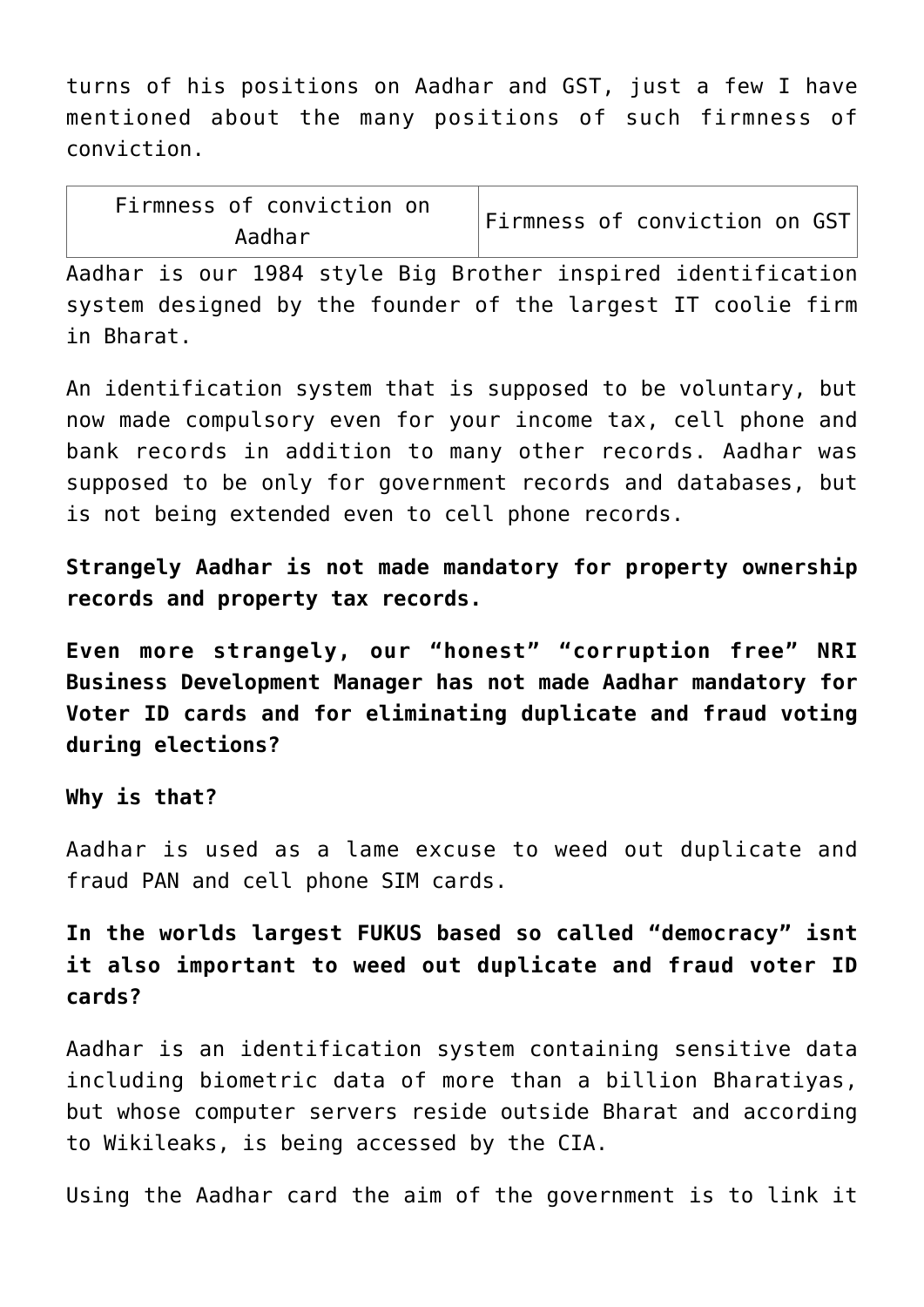turns of his positions on Aadhar and GST, just a few I have mentioned about the many positions of such firmness of conviction.

| Firmness of conviction on Aadhar | Firmness of conviction on GST |
| --- | --- |

Aadhar is our 1984 style Big Brother inspired identification system designed by the founder of the largest IT coolie firm in Bharat.

An identification system that is supposed to be voluntary, but now made compulsory even for your income tax, cell phone and bank records in addition to many other records. Aadhar was supposed to be only for government records and databases, but is not being extended even to cell phone records.

**Strangely Aadhar is not made mandatory for property ownership records and property tax records.**

**Even more strangely, our “honest” “corruption free” NRI Business Development Manager has not made Aadhar mandatory for Voter ID cards and for eliminating duplicate and fraud voting during elections?**

**Why is that?**

Aadhar is used as a lame excuse to weed out duplicate and fraud PAN and cell phone SIM cards.

**In the worlds largest FUKUS based so called “democracy” isnt it also important to weed out duplicate and fraud voter ID cards?**

Aadhar is an identification system containing sensitive data including biometric data of more than a billion Bharatiyas, but whose computer servers reside outside Bharat and according to Wikileaks, is being accessed by the CIA.

Using the Aadhar card the aim of the government is to link it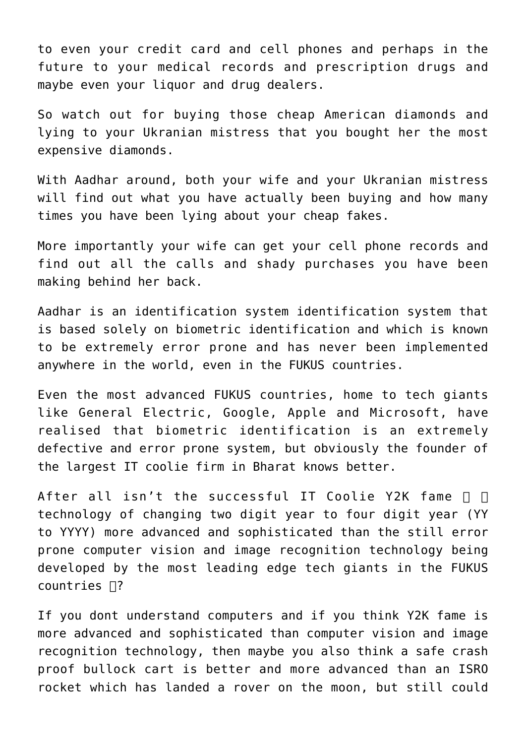to even your credit card and cell phones and perhaps in the future to your medical records and prescription drugs and maybe even your liquor and drug dealers.

So watch out for buying those cheap American diamonds and lying to your Ukranian mistress that you bought her the most expensive diamonds.

With Aadhar around, both your wife and your Ukranian mistress will find out what you have actually been buying and how many times you have been lying about your cheap fakes.

More importantly your wife can get your cell phone records and find out all the calls and shady purchases you have been making behind her back.

Aadhar is an identification system identification system that is based solely on biometric identification and which is known to be extremely error prone and has never been implemented anywhere in the world, even in the FUKUS countries.

Even the most advanced FUKUS countries, home to tech giants like General Electric, Google, Apple and Microsoft, have realised that biometric identification is an extremely defective and error prone system, but obviously the founder of the largest IT coolie firm in Bharat knows better.

After all isn't the successful IT Coolie Y2K fame technology of changing two digit year to four digit year (YY to YYYY) more advanced and sophisticated than the still error prone computer vision and image recognition technology being developed by the most leading edge tech giants in the FUKUS countries ?

If you dont understand computers and if you think Y2K fame is more advanced and sophisticated than computer vision and image recognition technology, then maybe you also think a safe crash proof bullock cart is better and more advanced than an ISRO rocket which has landed a rover on the moon, but still could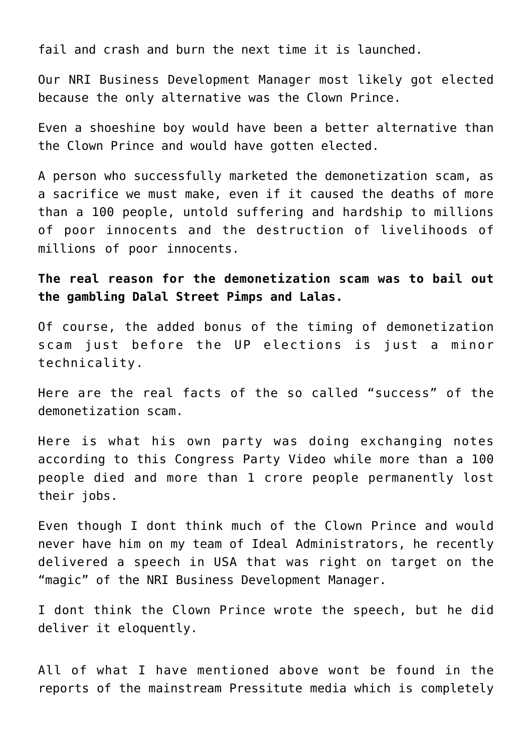fail and crash and burn the next time it is launched.

Our NRI Business Development Manager most likely got elected because the only alternative was the Clown Prince.

Even a shoeshine boy would have been a better alternative than the Clown Prince and would have gotten elected.

A person who successfully marketed the demonetization scam, as a sacrifice we must make, even if it caused the deaths of more than a 100 people, untold suffering and hardship to millions of poor innocents and the destruction of livelihoods of millions of poor innocents.

**The real reason for the demonetization scam was to bail out the gambling Dalal Street Pimps and Lalas.**

Of course, the added bonus of the timing of demonetization scam just before the UP elections is just a minor technicality.

Here are the real facts of the so called “success” of the demonetization scam.

Here is what his own party was doing exchanging notes according to this Congress Party Video while more than a 100 people died and more than 1 crore people permanently lost their jobs.

Even though I dont think much of the Clown Prince and would never have him on my team of Ideal Administrators, he recently delivered a speech in USA that was right on target on the “magic” of the NRI Business Development Manager.

I dont think the Clown Prince wrote the speech, but he did deliver it eloquently.

All of what I have mentioned above wont be found in the reports of the mainstream Pressitute media which is completely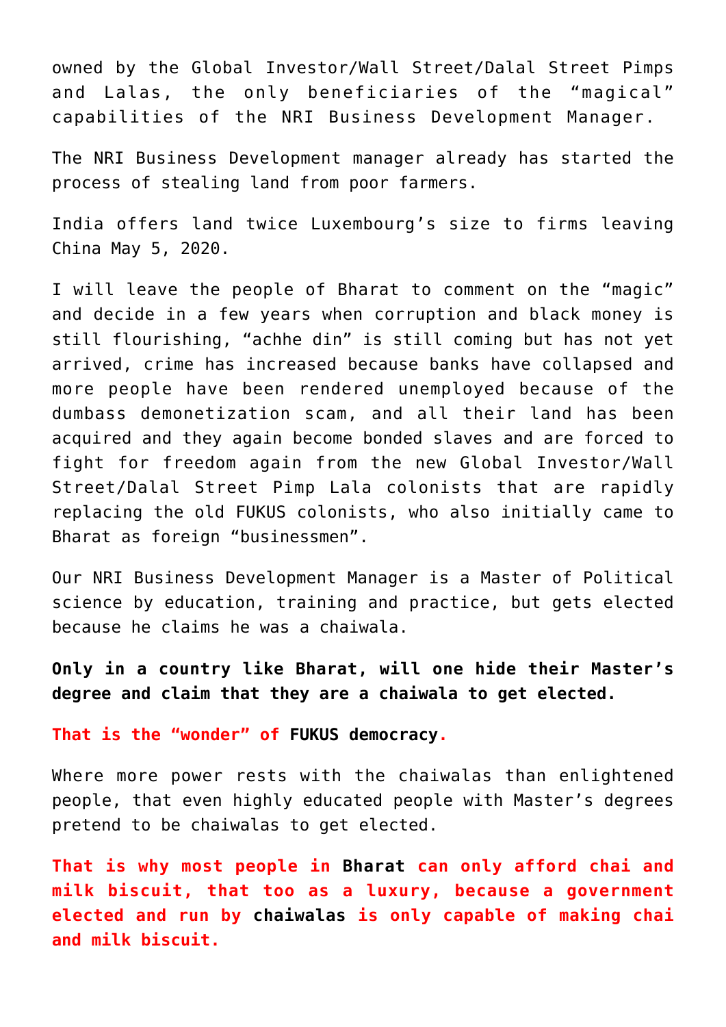owned by the Global Investor/Wall Street/Dalal Street Pimps and Lalas, the only beneficiaries of the "magical" capabilities of the NRI Business Development Manager.

The NRI Business Development manager already has started the process of stealing land from poor farmers.

India offers land twice Luxembourg's size to firms leaving China May 5, 2020.

I will leave the people of Bharat to comment on the "magic" and decide in a few years when corruption and black money is still flourishing, "achhe din" is still coming but has not yet arrived, crime has increased because banks have collapsed and more people have been rendered unemployed because of the dumbass demonetization scam, and all their land has been acquired and they again become bonded slaves and are forced to fight for freedom again from the new Global Investor/Wall Street/Dalal Street Pimp Lala colonists that are rapidly replacing the old FUKUS colonists, who also initially came to Bharat as foreign "businessmen".

Our NRI Business Development Manager is a Master of Political science by education, training and practice, but gets elected because he claims he was a chaiwala.

**Only in a country like Bharat, will one hide their Master's degree and claim that they are a chaiwala to get elected.**

**That is the "wonder" of FUKUS democracy.**

Where more power rests with the chaiwalas than enlightened people, that even highly educated people with Master's degrees pretend to be chaiwalas to get elected.

**That is why most people in Bharat can only afford chai and milk biscuit, that too as a luxury, because a government elected and run by chaiwalas is only capable of making chai and milk biscuit.**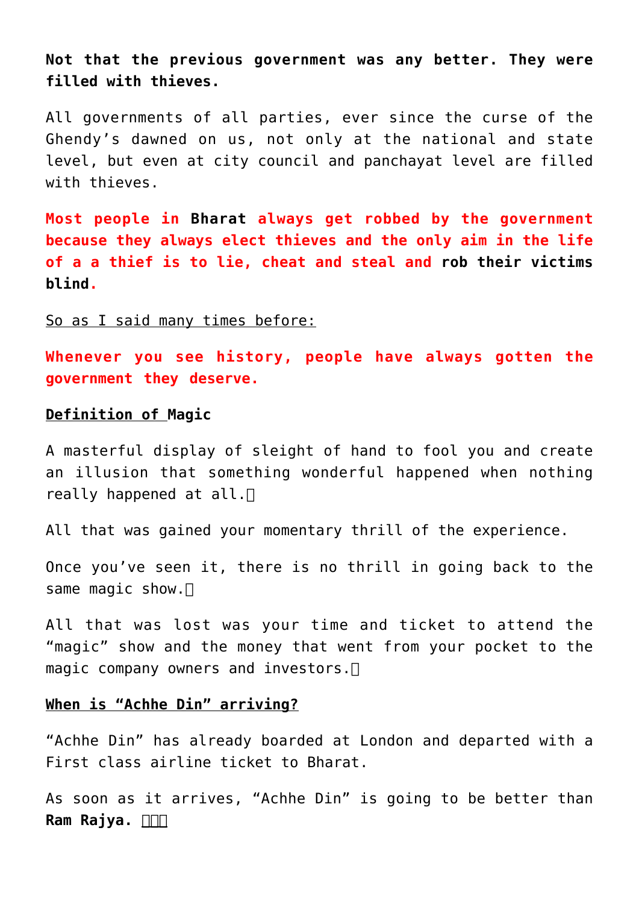**Not that the previous government was any better. They were filled with thieves.**

All governments of all parties, ever since the curse of the Ghendy's dawned on us, not only at the national and state level, but even at city council and panchayat level are filled with thieves.

**Most people in Bharat always get robbed by the government because they always elect thieves and the only aim in the life of a a thief is to lie, cheat and steal and rob their victims blind.**

So as I said many times before:

**Whenever you see history, people have always gotten the government they deserve.**

**Definition of Magic**

A masterful display of sleight of hand to fool you and create an illusion that something wonderful happened when nothing really happened at all.

All that was gained your momentary thrill of the experience.

Once you've seen it, there is no thrill in going back to the same magic show.

All that was lost was your time and ticket to attend the "magic" show and the money that went from your pocket to the magic company owners and investors.

**When is "Achhe Din" arriving?**

"Achhe Din" has already boarded at London and departed with a First class airline ticket to Bharat.

As soon as it arrives, "Achhe Din" is going to be better than **Ram Rajya.**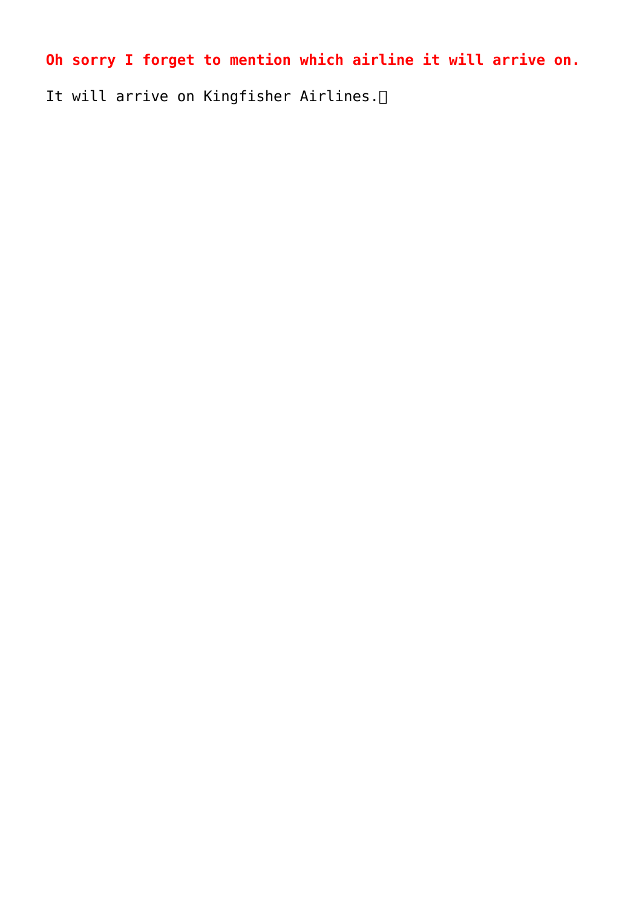**Oh sorry I forget to mention which airline it will arrive on.**

It will arrive on Kingfisher Airlines.